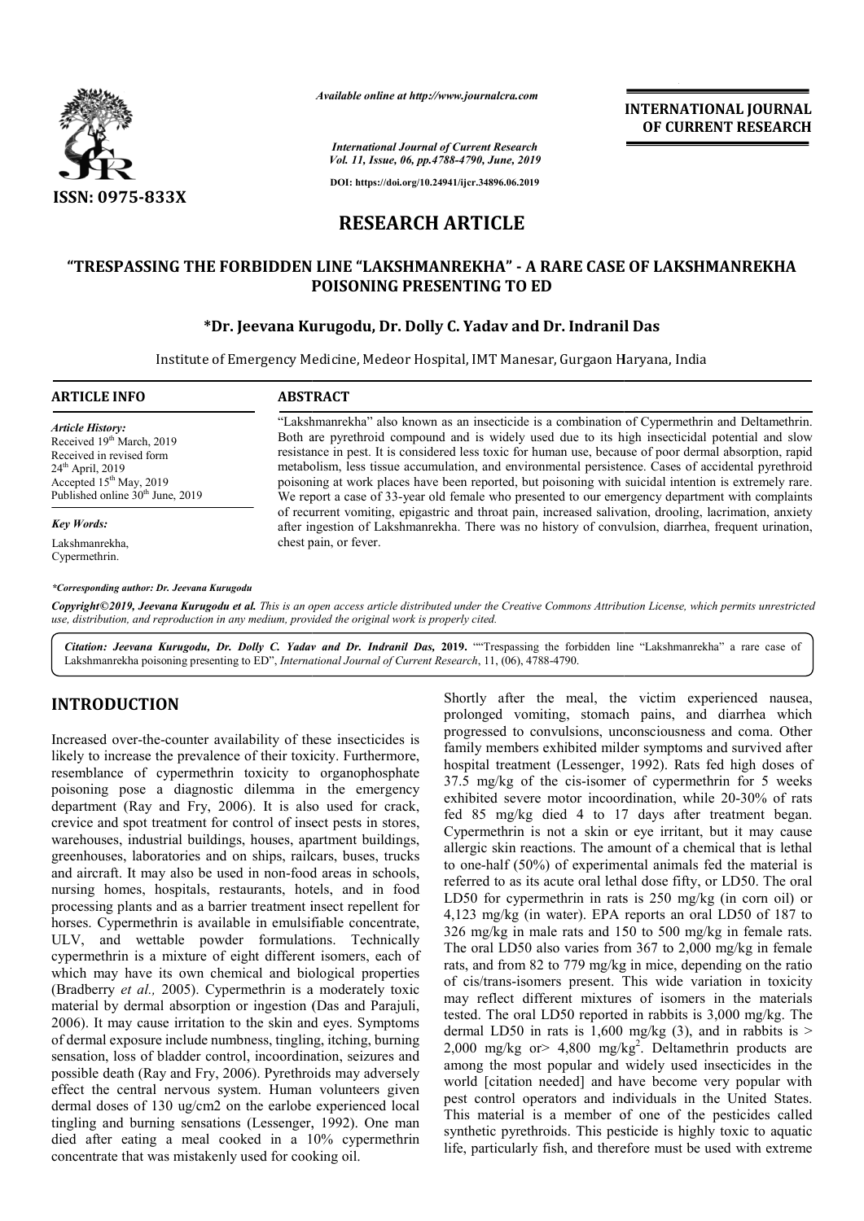*Available online at http://www.journalcra.com*

*International Journal of Current Research*
*Vol. 11, Issue, 06, pp.4788-4790, June, 2019*

**DOI: https://doi.org/10.24941/ijcr.34896.06.2019**

**INTERNATIONAL JOURNAL OF CURRENT RESEARCH**

**ISSN: 0975-833X**

# RESEARCH ARTICLE

## "TRESPASSING THE FORBIDDEN LINE "LAKSHMANREKHA" - A RARE CASE OF LAKSHMANREKHA POISONING PRESENTING TO ED

**\*Dr. Jeevana Kurugodu, Dr. Dolly C. Yadav and Dr. Indranil Das**

Institute of Emergency Medicine, Medeor Hospital, IMT Manesar, Gurgaon Haryana, India

### ARTICLE INFO

*Article History:*
Received 19th March, 2019
Received in revised form
24th April, 2019
Accepted 15th May, 2019
Published online 30th June, 2019

*Key Words:*
Lakshmanrekha,
Cypermethrin.

*\*Corresponding author: Dr. Jeevana Kurugodu*

### ABSTRACT

"Lakshmanrekha" also known as an insecticide is a combination of Cypermethrin and Deltamethrin. Both are pyrethroid compound and is widely used due to its high insecticidal potential and slow resistance in pest. It is considered less toxic for human use, because of poor dermal absorption, rapid metabolism, less tissue accumulation, and environmental persistence. Cases of accidental pyrethroid poisoning at work places have been reported, but poisoning with suicidal intention is extremely rare. We report a case of 33-year old female who presented to our emergency department with complaints of recurrent vomiting, epigastric and throat pain, increased salivation, drooling, lacrimation, anxiety after ingestion of Lakshmanrekha. There was no history of convulsion, diarrhea, frequent urination, chest pain, or fever.

*Copyright©2019, Jeevana Kurugodu et al. This is an open access article distributed under the Creative Commons Attribution License, which permits unrestricted use, distribution, and reproduction in any medium, provided the original work is properly cited.*

*Citation: Jeevana Kurugodu, Dr. Dolly C. Yadav and Dr. Indranil Das,* **2019.** ""Trespassing the forbidden line "Lakshmanrekha" a rare case of Lakshmanrekha poisoning presenting to ED", *International Journal of Current Research*, 11, (06), 4788-4790.

## INTRODUCTION

Increased over-the-counter availability of these insecticides is likely to increase the prevalence of their toxicity. Furthermore, resemblance of cypermethrin toxicity to organophosphate poisoning pose a diagnostic dilemma in the emergency department (Ray and Fry, 2006). It is also used for crack, crevice and spot treatment for control of insect pests in stores, warehouses, industrial buildings, houses, apartment buildings, greenhouses, laboratories and on ships, railcars, buses, trucks and aircraft. It may also be used in non-food areas in schools, nursing homes, hospitals, restaurants, hotels, and in food processing plants and as a barrier treatment insect repellent for horses. Cypermethrin is available in emulsifiable concentrate, ULV, and wettable powder formulations. Technically cypermethrin is a mixture of eight different isomers, each of which may have its own chemical and biological properties (Bradberry *et al.,* 2005). Cypermethrin is a moderately toxic material by dermal absorption or ingestion (Das and Parajuli, 2006). It may cause irritation to the skin and eyes. Symptoms of dermal exposure include numbness, tingling, itching, burning sensation, loss of bladder control, incoordination, seizures and possible death (Ray and Fry, 2006). Pyrethroids may adversely effect the central nervous system. Human volunteers given dermal doses of 130 ug/cm2 on the earlobe experienced local tingling and burning sensations (Lessenger, 1992). One man died after eating a meal cooked in a 10% cypermethrin concentrate that was mistakenly used for cooking oil.

Shortly after the meal, the victim experienced nausea, prolonged vomiting, stomach pains, and diarrhea which progressed to convulsions, unconsciousness and coma. Other family members exhibited milder symptoms and survived after hospital treatment (Lessenger, 1992). Rats fed high doses of 37.5 mg/kg of the cis-isomer of cypermethrin for 5 weeks exhibited severe motor incoordination, while 20-30% of rats fed 85 mg/kg died 4 to 17 days after treatment began. Cypermethrin is not a skin or eye irritant, but it may cause allergic skin reactions. The amount of a chemical that is lethal to one-half (50%) of experimental animals fed the material is referred to as its acute oral lethal dose fifty, or LD50. The oral LD50 for cypermethrin in rats is 250 mg/kg (in corn oil) or 4,123 mg/kg (in water). EPA reports an oral LD50 of 187 to 326 mg/kg in male rats and 150 to 500 mg/kg in female rats. The oral LD50 also varies from 367 to 2,000 mg/kg in female rats, and from 82 to 779 mg/kg in mice, depending on the ratio of cis/trans-isomers present. This wide variation in toxicity may reflect different mixtures of isomers in the materials tested. The oral LD50 reported in rabbits is 3,000 mg/kg. The dermal LD50 in rats is 1,600 mg/kg (3), and in rabbits is > 2,000 mg/kg or> 4,800 $mg/kg^2$. Deltamethrin products are among the most popular and widely used insecticides in the world [citation needed] and have become very popular with pest control operators and individuals in the United States. This material is a member of one of the pesticides called synthetic pyrethroids. This pesticide is highly toxic to aquatic life, particularly fish, and therefore must be used with extreme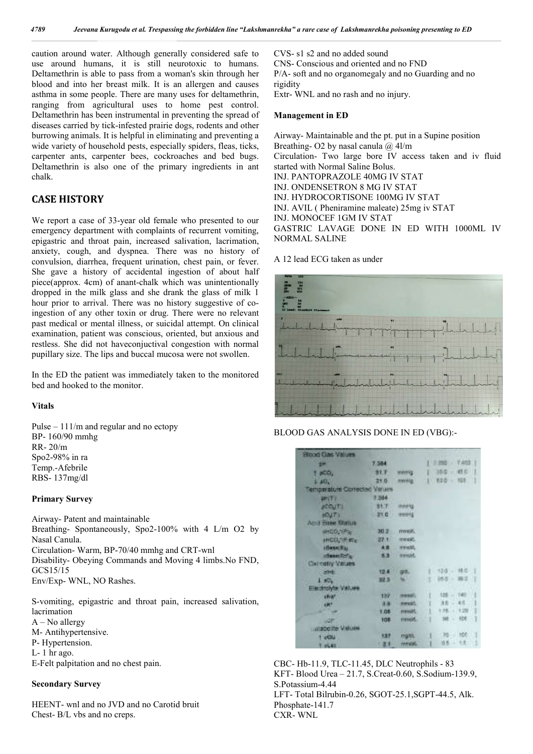caution around water. Although generally considered safe to use around humans, it is still neurotoxic to humans. Deltamethrin is able to pass from a woman's skin through her blood and into her breast milk. It is an allergen and causes asthma in some people. There are many uses for deltamethrin, ranging from agricultural uses to home pest control. Deltamethrin has been instrumental in preventing the spread of diseases carried by tick-infested prairie dogs, rodents and other burrowing animals. It is helpful in eliminating and preventing a wide variety of household pests, especially spiders, fleas, ticks, carpenter ants, carpenter bees, cockroaches and bed bugs. Deltamethrin is also one of the primary ingredients in ant chalk.

## CASE HISTORY

We report a case of 33-year old female who presented to our emergency department with complaints of recurrent vomiting, epigastric and throat pain, increased salivation, lacrimation, anxiety, cough, and dyspnea. There was no history of convulsion, diarrhea, frequent urination, chest pain, or fever. She gave a history of accidental ingestion of about half piece(approx. 4cm) of anant-chalk which was unintentionally dropped in the milk glass and she drank the glass of milk 1 hour prior to arrival. There was no history suggestive of co-ingestion of any other toxin or drug. There were no relevant past medical or mental illness, or suicidal attempt. On clinical examination, patient was conscious, oriented, but anxious and restless. She did not haveconjuctival congestion with normal pupillary size. The lips and buccal mucosa were not swollen.

In the ED the patient was immediately taken to the monitored bed and hooked to the monitor.

### Vitals

Pulse – 111/m and regular and no ectopy
BP- 160/90 mmhg
RR- 20/m
Spo2-98% in ra
Temp.-Afebrile
RBS- 137mg/dl

### Primary Survey

Airway- Patent and maintainable
Breathing- Spontaneously, Spo2-100% with 4 L/m O2 by Nasal Canula.
Circulation- Warm, BP-70/40 mmhg and CRT-wnl
Disability- Obeying Commands and Moving 4 limbs.No FND, GCS15/15
Env/Exp- WNL, NO Rashes.

S-vomiting, epigastric and throat pain, increased salivation, lacrimation
A – No allergy
M- Antihypertensive.
P- Hypertension.
L- 1 hr ago.
E-Felt palpitation and no chest pain.

### Secondary Survey

HEENT- wnl and no JVD and no Carotid bruit
Chest- B/L vbs and no creps.
CVS- s1 s2 and no added sound
CNS- Conscious and oriented and no FND
P/A- soft and no organomegaly and no Guarding and no rigidity
Extr- WNL and no rash and no injury.

### Management in ED

Airway- Maintainable and the pt. put in a Supine position
Breathing- O2 by nasal canula @ 4l/m
Circulation- Two large bore IV access taken and iv fluid started with Normal Saline Bolus.
INJ. PANTOPRAZOLE 40MG IV STAT
INJ. ONDENSETRON 8 MG IV STAT
INJ. HYDROCORTISONE 100MG IV STAT
INJ. AVIL ( Pheniramine maleate) 25mg iv STAT
INJ. MONOCEF 1GM IV STAT
GASTRIC LAVAGE DONE IN ED WITH 1000ML IV NORMAL SALINE

A 12 lead ECG taken as under

BLOOD GAS ANALYSIS DONE IN ED (VBG):-

CBC- Hb-11.9, TLC-11.45, DLC Neutrophils - 83
KFT- Blood Urea – 21.7, S.Creat-0.60, S.Sodium-139.9, S.Potassium-4.44
LFT- Total Bilrubin-0.26, SGOT-25.1,SGPT-44.5, Alk. Phosphate-141.7
CXR- WNL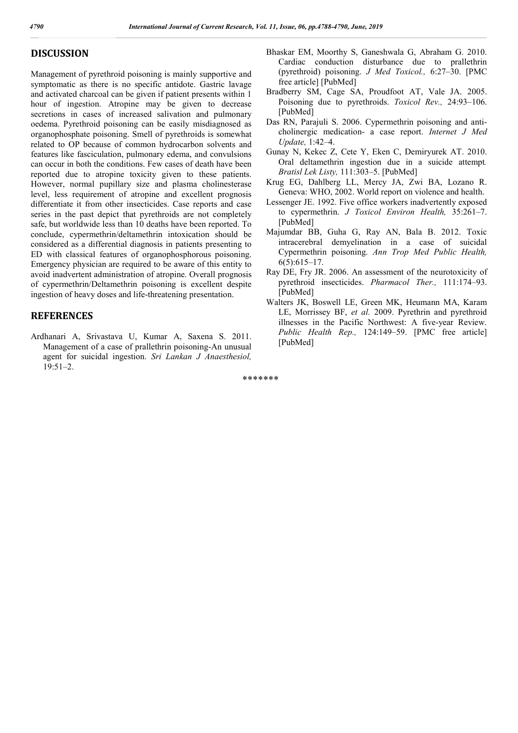## DISCUSSION

Management of pyrethroid poisoning is mainly supportive and symptomatic as there is no specific antidote. Gastric lavage and activated charcoal can be given if patient presents within 1 hour of ingestion. Atropine may be given to decrease secretions in cases of increased salivation and pulmonary oedema. Pyrethroid poisoning can be easily misdiagnosed as organophosphate poisoning. Smell of pyrethroids is somewhat related to OP because of common hydrocarbon solvents and features like fasciculation, pulmonary edema, and convulsions can occur in both the conditions. Few cases of death have been reported due to atropine toxicity given to these patients. However, normal pupillary size and plasma cholinesterase level, less requirement of atropine and excellent prognosis differentiate it from other insecticides. Case reports and case series in the past depict that pyrethroids are not completely safe, but worldwide less than 10 deaths have been reported. To conclude, cypermethrin/deltamethrin intoxication should be considered as a differential diagnosis in patients presenting to ED with classical features of organophosphorous poisoning. Emergency physician are required to be aware of this entity to avoid inadvertent administration of atropine. Overall prognosis of cypermethrin/Deltamethrin poisoning is excellent despite ingestion of heavy doses and life-threatening presentation.

## REFERENCES

Ardhanari A, Srivastava U, Kumar A, Saxena S. 2011. Management of a case of prallethrin poisoning-An unusual agent for suicidal ingestion. *Sri Lankan J Anaesthesiol,* 19:51–2.

Bhaskar EM, Moorthy S, Ganeshwala G, Abraham G. 2010. Cardiac conduction disturbance due to prallethrin (pyrethroid) poisoning. *J Med Toxicol.,* 6:27–30. [PMC free article] [PubMed]

Bradberry SM, Cage SA, Proudfoot AT, Vale JA. 2005. Poisoning due to pyrethroids. *Toxicol Rev.,* 24:93–106. [PubMed]

Das RN, Parajuli S. 2006. Cypermethrin poisoning and anti-cholinergic medication- a case report. *Internet J Med Update,* 1:42–4.

Gunay N, Kekec Z, Cete Y, Eken C, Demiryurek AT. 2010. Oral deltamethrin ingestion due in a suicide attempt. *Bratisl Lek Listy,* 111:303–5. [PubMed]

Krug EG, Dahlberg LL, Mercy JA, Zwi BA, Lozano R. Geneva: WHO, 2002. World report on violence and health.

Lessenger JE. 1992. Five office workers inadvertently exposed to cypermethrin. *J Toxicol Environ Health,* 35:261–7. [PubMed]

Majumdar BB, Guha G, Ray AN, Bala B. 2012. Toxic intracerebral demyelination in a case of suicidal Cypermethrin poisoning. *Ann Trop Med Public Health,* 6(5):615–17.

Ray DE, Fry JR. 2006. An assessment of the neurotoxicity of pyrethroid insecticides. *Pharmacol Ther.,* 111:174–93. [PubMed]

Walters JK, Boswell LE, Green MK, Heumann MA, Karam LE, Morrissey BF, *et al.* 2009. Pyrethrin and pyrethroid illnesses in the Pacific Northwest: A five-year Review. *Public Health Rep.,* 124:149–59. [PMC free article] [PubMed]

*******